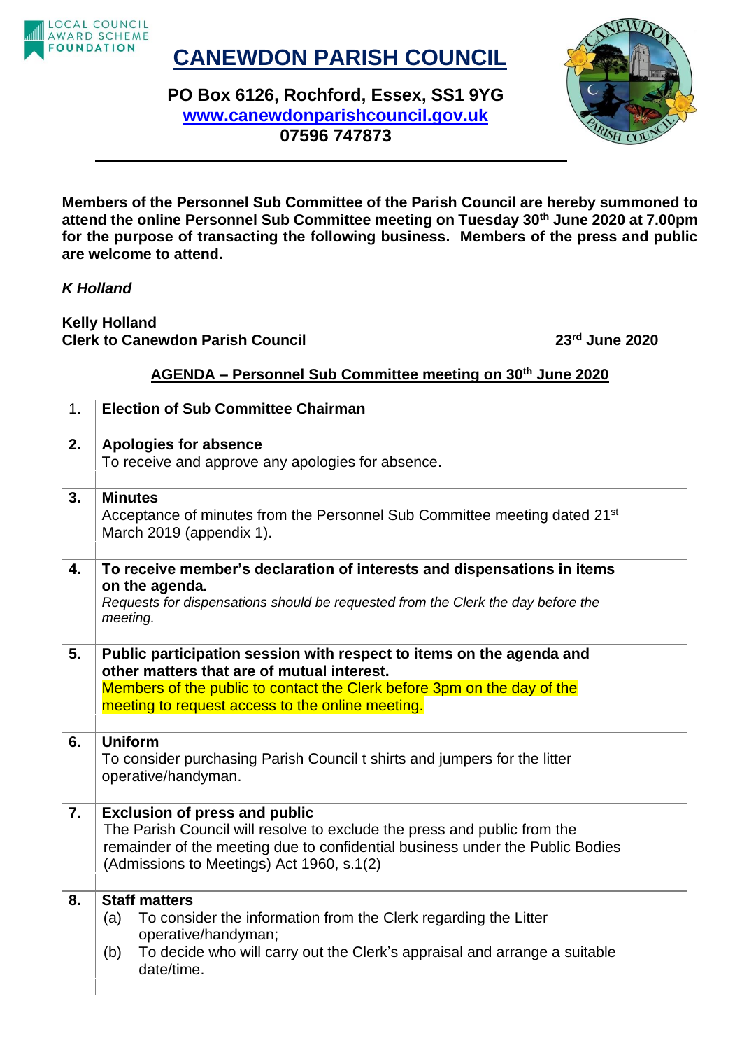LOCAL COUNCIL AWARD SCHEME FOUNDATION

# CANEWDON PARISH COUNCIL

**PO Box 6126, Rochford, Essex, SS1 9YG**
**www.canewdonparishcouncil.gov.uk**
**07596 747873**

**Members of the Personnel Sub Committee of the Parish Council are hereby summoned to attend the online Personnel Sub Committee meeting on Tuesday 30th June 2020 at 7.00pm for the purpose of transacting the following business. Members of the press and public are welcome to attend.**

***K Holland***

**Kelly Holland**
**Clerk to Canewdon Parish Council** **23rd June 2020**

## AGENDA – Personnel Sub Committee meeting on 30th June 2020

| | |
|---|---|
| 1. | **Election of Sub Committee Chairman** |
| **2.** | **Apologies for absence**<br>To receive and approve any apologies for absence. |
| **3.** | **Minutes**<br>Acceptance of minutes from the Personnel Sub Committee meeting dated 21st March 2019 (appendix 1). |
| **4.** | **To receive member's declaration of interests and dispensations in items on the agenda.**<br>*Requests for dispensations should be requested from the Clerk the day before the meeting.* |
| **5.** | **Public participation session with respect to items on the agenda and other matters that are of mutual interest.**<br>Members of the public to contact the Clerk before 3pm on the day of the meeting to request access to the online meeting. |
| **6.** | **Uniform**<br>To consider purchasing Parish Council t shirts and jumpers for the litter operative/handyman. |
| **7.** | **Exclusion of press and public**<br>The Parish Council will resolve to exclude the press and public from the remainder of the meeting due to confidential business under the Public Bodies (Admissions to Meetings) Act 1960, s.1(2) |
| **8.** | **Staff matters**<br>(a) To consider the information from the Clerk regarding the Litter operative/handyman;<br>(b) To decide who will carry out the Clerk's appraisal and arrange a suitable date/time. |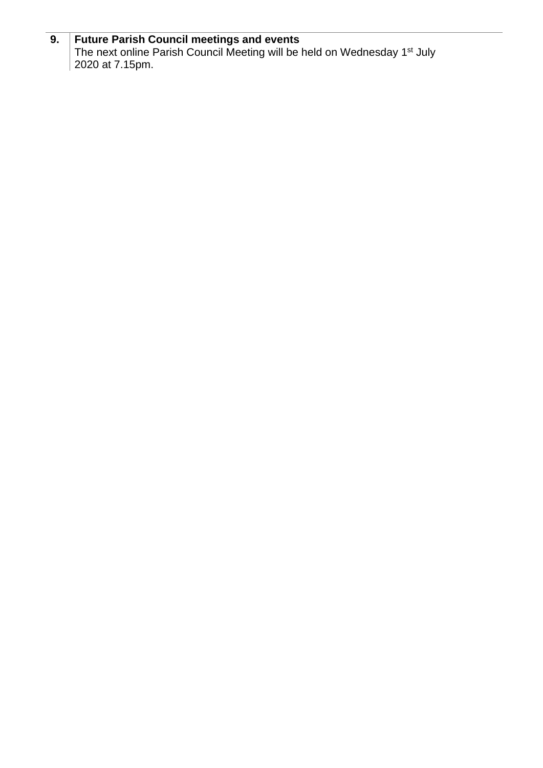| | |
|---|---|
| **9.** | **Future Parish Council meetings and events**<br>The next online Parish Council Meeting will be held on Wednesday 1st July 2020 at 7.15pm. |